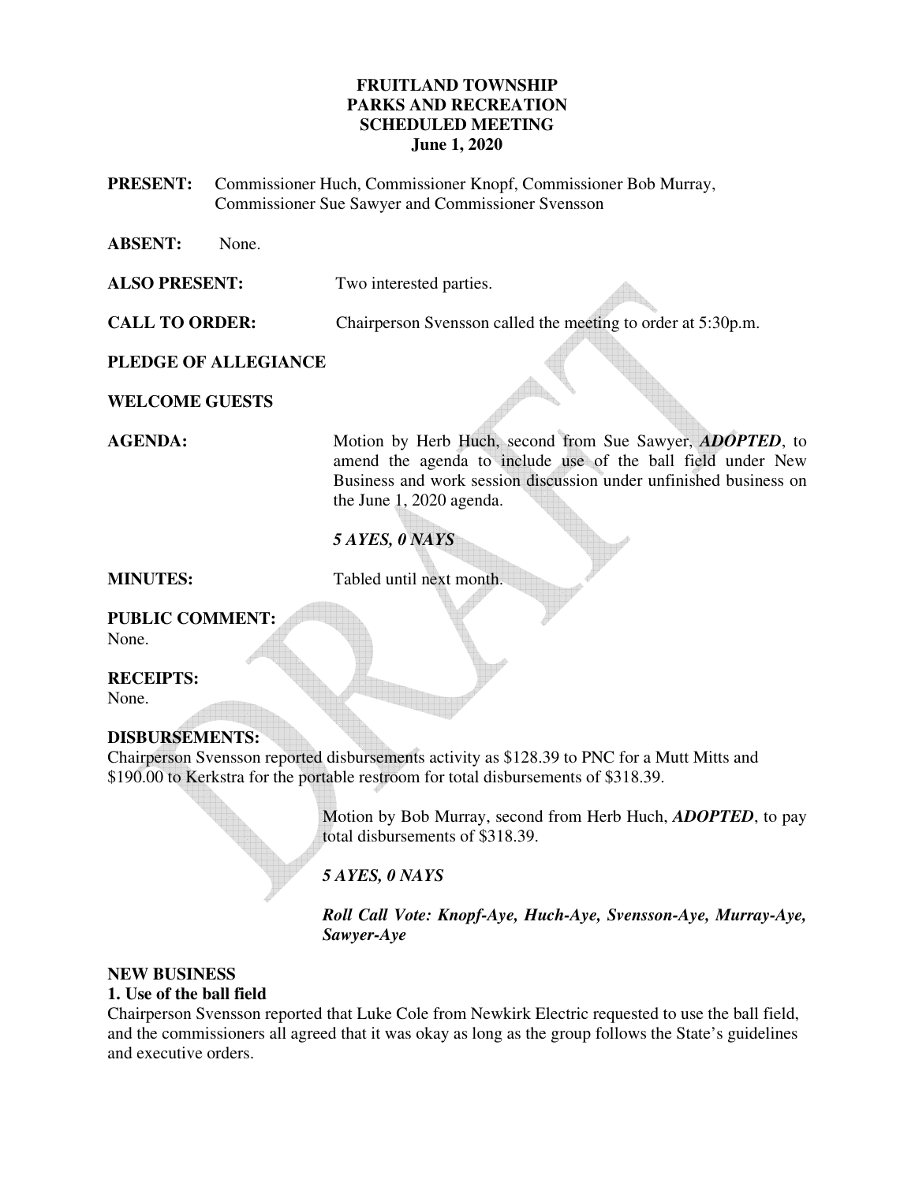# FRUITLAND TOWNSHIP
# PARKS AND RECREATION
# SCHEDULED MEETING
# June 1, 2020

**PRESENT:** Commissioner Huch, Commissioner Knopf, Commissioner Bob Murray, Commissioner Sue Sawyer and Commissioner Svensson

**ABSENT:** None.

**ALSO PRESENT:** Two interested parties.

**CALL TO ORDER:** Chairperson Svensson called the meeting to order at 5:30p.m.

**PLEDGE OF ALLEGIANCE**

**WELCOME GUESTS**

**AGENDA:** Motion by Herb Huch, second from Sue Sawyer, ***ADOPTED***, to amend the agenda to include use of the ball field under New Business and work session discussion under unfinished business on the June 1, 2020 agenda.

*5 AYES, 0 NAYS*

**MINUTES:** Tabled until next month.

**PUBLIC COMMENT:**
None.

**RECEIPTS:**
None.

**DISBURSEMENTS:**
Chairperson Svensson reported disbursements activity as $128.39 to PNC for a Mutt Mitts and $190.00 to Kerkstra for the portable restroom for total disbursements of $318.39.

Motion by Bob Murray, second from Herb Huch, ***ADOPTED***, to pay total disbursements of $318.39.

*5 AYES, 0 NAYS*

***Roll Call Vote: Knopf-Aye, Huch-Aye, Svensson-Aye, Murray-Aye, Sawyer-Aye***

**NEW BUSINESS**

**1. Use of the ball field**

Chairperson Svensson reported that Luke Cole from Newkirk Electric requested to use the ball field, and the commissioners all agreed that it was okay as long as the group follows the State's guidelines and executive orders.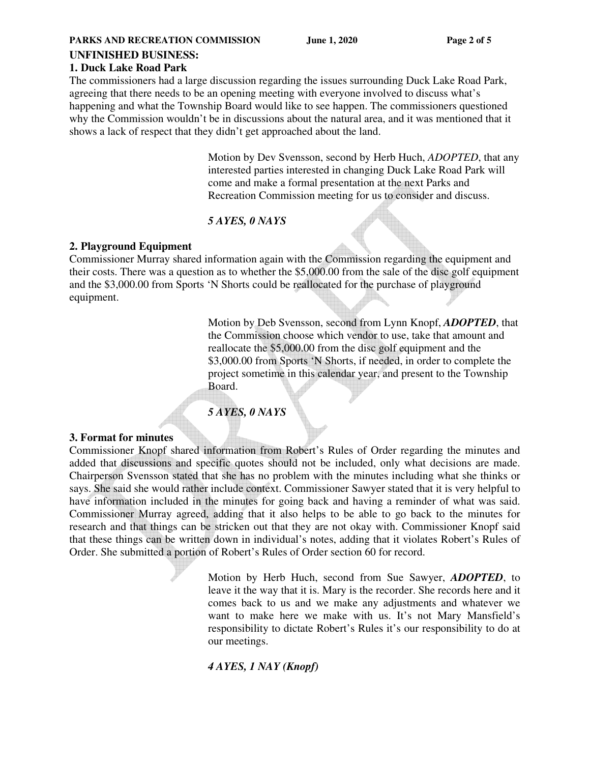## UNFINISHED BUSINESS:

### 1. Duck Lake Road Park

The commissioners had a large discussion regarding the issues surrounding Duck Lake Road Park, agreeing that there needs to be an opening meeting with everyone involved to discuss what's happening and what the Township Board would like to see happen. The commissioners questioned why the Commission wouldn't be in discussions about the natural area, and it was mentioned that it shows a lack of respect that they didn't get approached about the land.

> Motion by Dev Svensson, second by Herb Huch, *ADOPTED*, that any interested parties interested in changing Duck Lake Road Park will come and make a formal presentation at the next Parks and Recreation Commission meeting for us to consider and discuss.
>
> ***5 AYES, 0 NAYS***

### 2. Playground Equipment

Commissioner Murray shared information again with the Commission regarding the equipment and their costs. There was a question as to whether the $5,000.00 from the sale of the disc golf equipment and the $3,000.00 from Sports 'N Shorts could be reallocated for the purchase of playground equipment.

> Motion by Deb Svensson, second from Lynn Knopf, ***ADOPTED***, that the Commission choose which vendor to use, take that amount and reallocate the $5,000.00 from the disc golf equipment and the $3,000.00 from Sports 'N Shorts, if needed, in order to complete the project sometime in this calendar year, and present to the Township Board.
>
> ***5 AYES, 0 NAYS***

### 3. Format for minutes

Commissioner Knopf shared information from Robert's Rules of Order regarding the minutes and added that discussions and specific quotes should not be included, only what decisions are made. Chairperson Svensson stated that she has no problem with the minutes including what she thinks or says. She said she would rather include context. Commissioner Sawyer stated that it is very helpful to have information included in the minutes for going back and having a reminder of what was said. Commissioner Murray agreed, adding that it also helps to be able to go back to the minutes for research and that things can be stricken out that they are not okay with. Commissioner Knopf said that these things can be written down in individual's notes, adding that it violates Robert's Rules of Order. She submitted a portion of Robert's Rules of Order section 60 for record.

> Motion by Herb Huch, second from Sue Sawyer, ***ADOPTED***, to leave it the way that it is. Mary is the recorder. She records here and it comes back to us and we make any adjustments and whatever we want to make here we make with us. It's not Mary Mansfield's responsibility to dictate Robert's Rules it's our responsibility to do at our meetings.
>
> ***4 AYES, 1 NAY (Knopf)***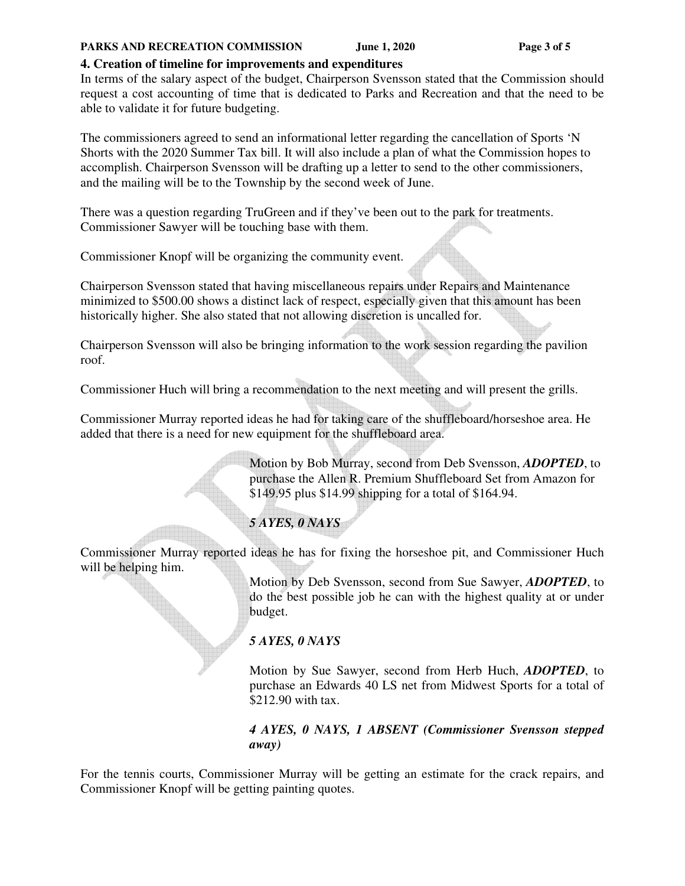## 4. Creation of timeline for improvements and expenditures

In terms of the salary aspect of the budget, Chairperson Svensson stated that the Commission should request a cost accounting of time that is dedicated to Parks and Recreation and that the need to be able to validate it for future budgeting.

The commissioners agreed to send an informational letter regarding the cancellation of Sports 'N Shorts with the 2020 Summer Tax bill. It will also include a plan of what the Commission hopes to accomplish. Chairperson Svensson will be drafting up a letter to send to the other commissioners, and the mailing will be to the Township by the second week of June.

There was a question regarding TruGreen and if they've been out to the park for treatments. Commissioner Sawyer will be touching base with them.

Commissioner Knopf will be organizing the community event.

Chairperson Svensson stated that having miscellaneous repairs under Repairs and Maintenance minimized to $500.00 shows a distinct lack of respect, especially given that this amount has been historically higher. She also stated that not allowing discretion is uncalled for.

Chairperson Svensson will also be bringing information to the work session regarding the pavilion roof.

Commissioner Huch will bring a recommendation to the next meeting and will present the grills.

Commissioner Murray reported ideas he had for taking care of the shuffleboard/horseshoe area. He added that there is a need for new equipment for the shuffleboard area.

> Motion by Bob Murray, second from Deb Svensson, ***ADOPTED***, to purchase the Allen R. Premium Shuffleboard Set from Amazon for $149.95 plus $14.99 shipping for a total of $164.94.
>
> ***5 AYES, 0 NAYS***

Commissioner Murray reported ideas he has for fixing the horseshoe pit, and Commissioner Huch will be helping him.

> Motion by Deb Svensson, second from Sue Sawyer, ***ADOPTED***, to do the best possible job he can with the highest quality at or under budget.
>
> ***5 AYES, 0 NAYS***
>
> Motion by Sue Sawyer, second from Herb Huch, ***ADOPTED***, to purchase an Edwards 40 LS net from Midwest Sports for a total of $212.90 with tax.
>
> ***4 AYES, 0 NAYS, 1 ABSENT (Commissioner Svensson stepped away)***

For the tennis courts, Commissioner Murray will be getting an estimate for the crack repairs, and Commissioner Knopf will be getting painting quotes.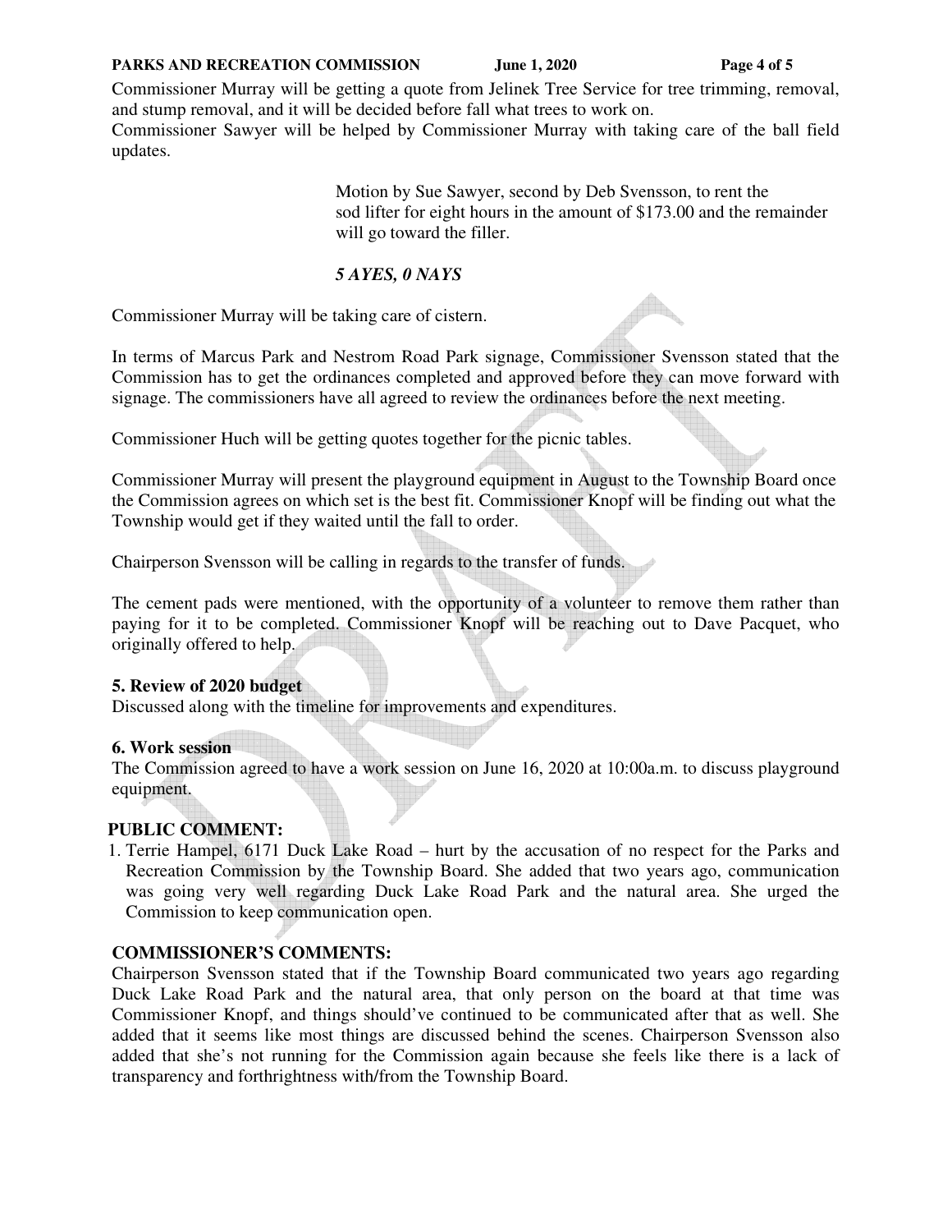Commissioner Murray will be getting a quote from Jelinek Tree Service for tree trimming, removal, and stump removal, and it will be decided before fall what trees to work on.
Commissioner Sawyer will be helped by Commissioner Murray with taking care of the ball field updates.

> Motion by Sue Sawyer, second by Deb Svensson, to rent the sod lifter for eight hours in the amount of $173.00 and the remainder will go toward the filler.
>
> ***5 AYES, 0 NAYS***

Commissioner Murray will be taking care of cistern.

In terms of Marcus Park and Nestrom Road Park signage, Commissioner Svensson stated that the Commission has to get the ordinances completed and approved before they can move forward with signage. The commissioners have all agreed to review the ordinances before the next meeting.

Commissioner Huch will be getting quotes together for the picnic tables.

Commissioner Murray will present the playground equipment in August to the Township Board once the Commission agrees on which set is the best fit. Commissioner Knopf will be finding out what the Township would get if they waited until the fall to order.

Chairperson Svensson will be calling in regards to the transfer of funds.

The cement pads were mentioned, with the opportunity of a volunteer to remove them rather than paying for it to be completed. Commissioner Knopf will be reaching out to Dave Pacquet, who originally offered to help.

**5. Review of 2020 budget**
Discussed along with the timeline for improvements and expenditures.

**6. Work session**
The Commission agreed to have a work session on June 16, 2020 at 10:00a.m. to discuss playground equipment.

**PUBLIC COMMENT:**

1. Terrie Hampel, 6171 Duck Lake Road – hurt by the accusation of no respect for the Parks and Recreation Commission by the Township Board. She added that two years ago, communication was going very well regarding Duck Lake Road Park and the natural area. She urged the Commission to keep communication open.

**COMMISSIONER'S COMMENTS:**
Chairperson Svensson stated that if the Township Board communicated two years ago regarding Duck Lake Road Park and the natural area, that only person on the board at that time was Commissioner Knopf, and things should've continued to be communicated after that as well. She added that it seems like most things are discussed behind the scenes. Chairperson Svensson also added that she's not running for the Commission again because she feels like there is a lack of transparency and forthrightness with/from the Township Board.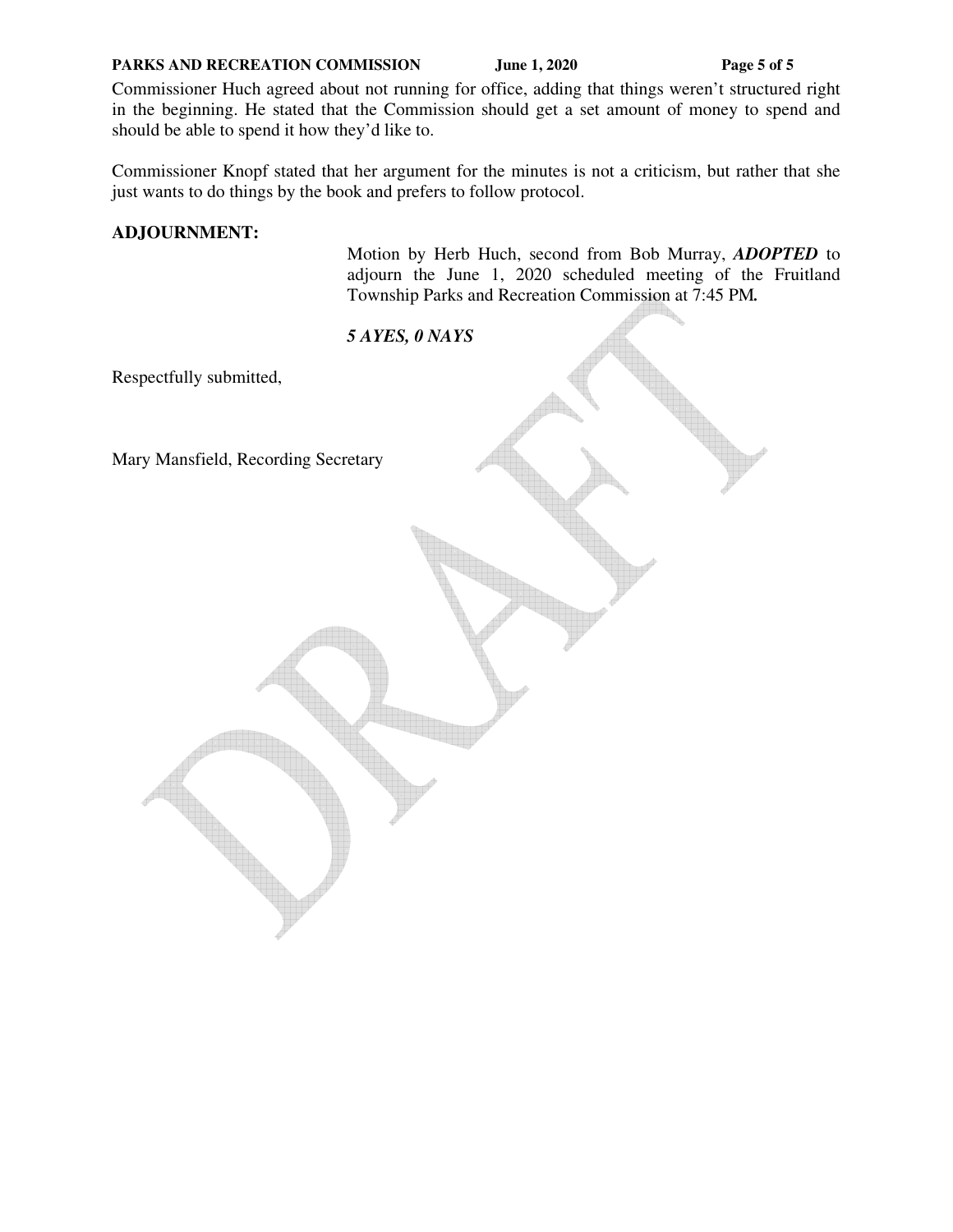Commissioner Huch agreed about not running for office, adding that things weren't structured right in the beginning. He stated that the Commission should get a set amount of money to spend and should be able to spend it how they'd like to.

Commissioner Knopf stated that her argument for the minutes is not a criticism, but rather that she just wants to do things by the book and prefers to follow protocol.

**ADJOURNMENT:**

Motion by Herb Huch, second from Bob Murray, ***ADOPTED*** to adjourn the June 1, 2020 scheduled meeting of the Fruitland Township Parks and Recreation Commission at 7:45 PM.

***5 AYES, 0 NAYS***

Respectfully submitted,

Mary Mansfield, Recording Secretary